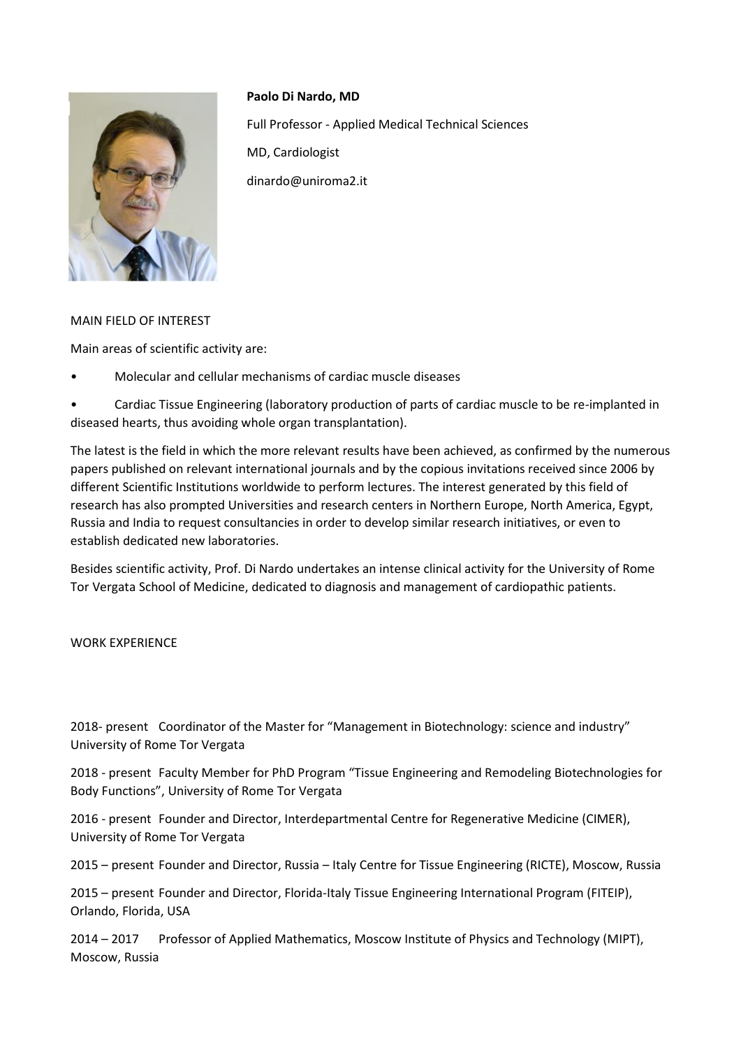**Paolo Di Nardo, MD**

Full Professor - Applied Medical Technical Sciences

MD, Cardiologist

dinardo@uniroma2.it

MAIN FIELD OF INTEREST

Main areas of scientific activity are:

- Molecular and cellular mechanisms of cardiac muscle diseases
- Cardiac Tissue Engineering (laboratory production of parts of cardiac muscle to be re-implanted in diseased hearts, thus avoiding whole organ transplantation).

The latest is the field in which the more relevant results have been achieved, as confirmed by the numerous papers published on relevant international journals and by the copious invitations received since 2006 by different Scientific Institutions worldwide to perform lectures. The interest generated by this field of research has also prompted Universities and research centers in Northern Europe, North America, Egypt, Russia and India to request consultancies in order to develop similar research initiatives, or even to establish dedicated new laboratories.

Besides scientific activity, Prof. Di Nardo undertakes an intense clinical activity for the University of Rome Tor Vergata School of Medicine, dedicated to diagnosis and management of cardiopathic patients.

WORK EXPERIENCE

2018- present Coordinator of the Master for "Management in Biotechnology: science and industry" University of Rome Tor Vergata

2018 - present Faculty Member for PhD Program "Tissue Engineering and Remodeling Biotechnologies for Body Functions", University of Rome Tor Vergata

2016 - present Founder and Director, Interdepartmental Centre for Regenerative Medicine (CIMER), University of Rome Tor Vergata

2015 – present Founder and Director, Russia – Italy Centre for Tissue Engineering (RICTE), Moscow, Russia

2015 – present Founder and Director, Florida-Italy Tissue Engineering International Program (FITEIP), Orlando, Florida, USA

2014 – 2017 Professor of Applied Mathematics, Moscow Institute of Physics and Technology (MIPT), Moscow, Russia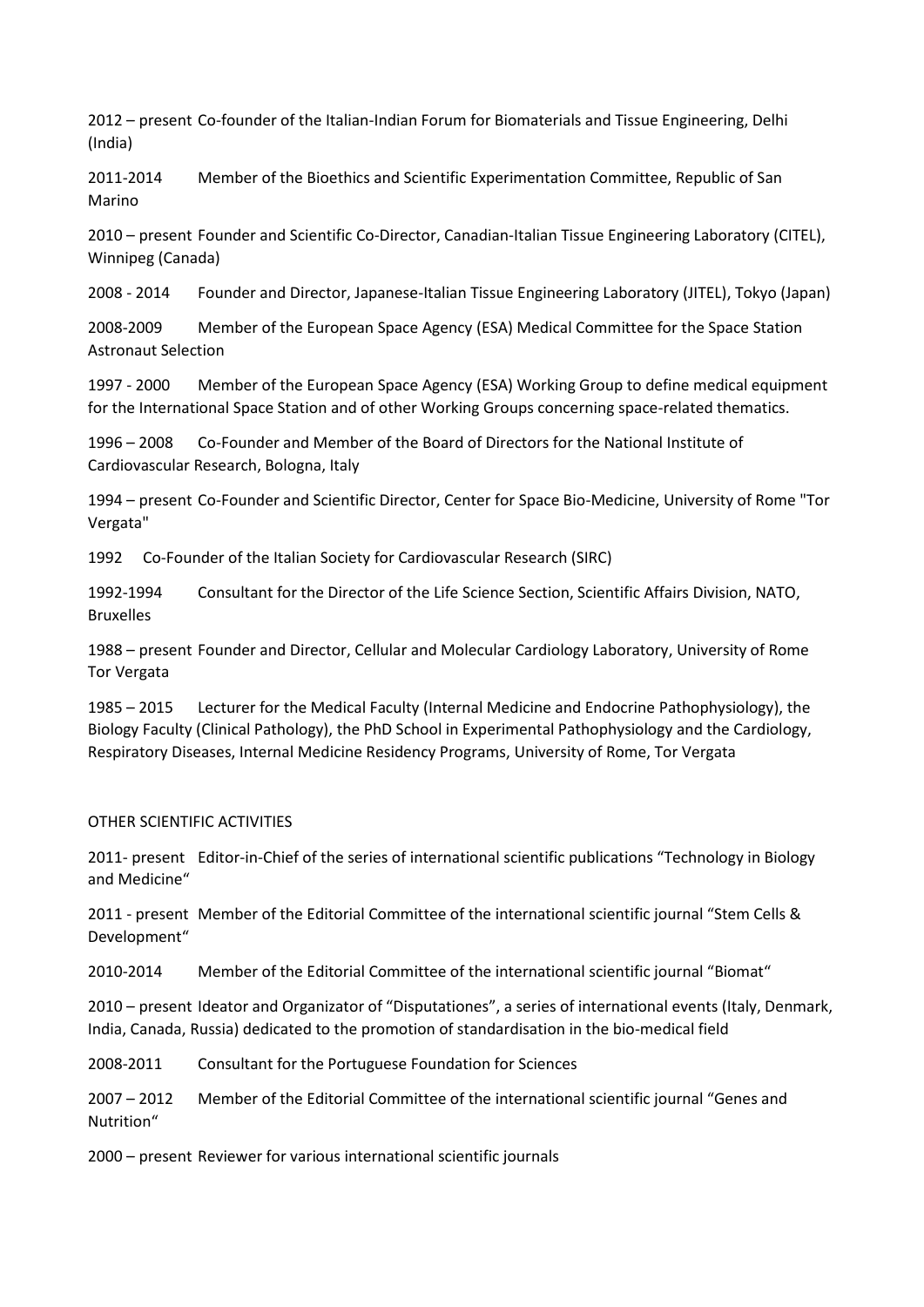2012 – present Co-founder of the Italian-Indian Forum for Biomaterials and Tissue Engineering, Delhi (India)

2011-2014 Member of the Bioethics and Scientific Experimentation Committee, Republic of San Marino

2010 – present Founder and Scientific Co-Director, Canadian-Italian Tissue Engineering Laboratory (CITEL), Winnipeg (Canada)

2008 - 2014 Founder and Director, Japanese-Italian Tissue Engineering Laboratory (JITEL), Tokyo (Japan)

2008-2009 Member of the European Space Agency (ESA) Medical Committee for the Space Station Astronaut Selection

1997 - 2000 Member of the European Space Agency (ESA) Working Group to define medical equipment for the International Space Station and of other Working Groups concerning space-related thematics.

1996 – 2008 Co-Founder and Member of the Board of Directors for the National Institute of Cardiovascular Research, Bologna, Italy

1994 – present Co-Founder and Scientific Director, Center for Space Bio-Medicine, University of Rome "Tor Vergata"

1992 Co-Founder of the Italian Society for Cardiovascular Research (SIRC)

1992-1994 Consultant for the Director of the Life Science Section, Scientific Affairs Division, NATO, Bruxelles

1988 – present Founder and Director, Cellular and Molecular Cardiology Laboratory, University of Rome Tor Vergata

1985 – 2015 Lecturer for the Medical Faculty (Internal Medicine and Endocrine Pathophysiology), the Biology Faculty (Clinical Pathology), the PhD School in Experimental Pathophysiology and the Cardiology, Respiratory Diseases, Internal Medicine Residency Programs, University of Rome, Tor Vergata

OTHER SCIENTIFIC ACTIVITIES

2011- present Editor-in-Chief of the series of international scientific publications "Technology in Biology and Medicine"

2011 - present Member of the Editorial Committee of the international scientific journal "Stem Cells & Development"

2010-2014 Member of the Editorial Committee of the international scientific journal "Biomat"

2010 – present Ideator and Organizator of "Disputationes", a series of international events (Italy, Denmark, India, Canada, Russia) dedicated to the promotion of standardisation in the bio-medical field

2008-2011 Consultant for the Portuguese Foundation for Sciences

2007 – 2012 Member of the Editorial Committee of the international scientific journal "Genes and Nutrition"

2000 – present Reviewer for various international scientific journals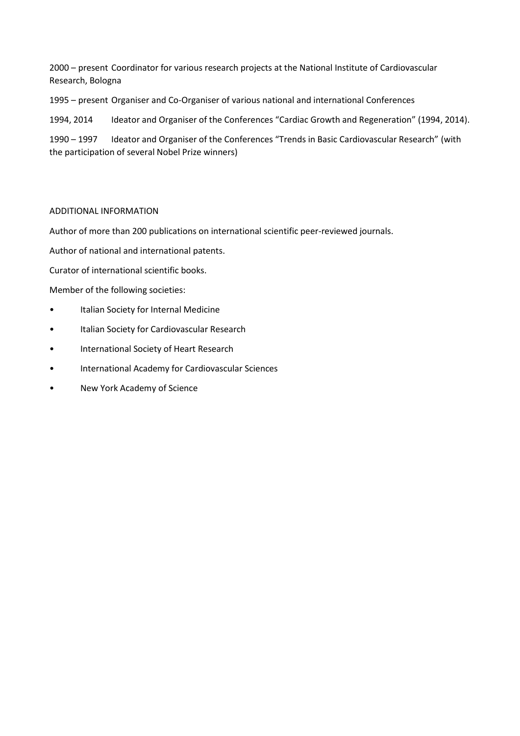2000 – present Coordinator for various research projects at the National Institute of Cardiovascular Research, Bologna

1995 – present Organiser and Co-Organiser of various national and international Conferences

1994, 2014 Ideator and Organiser of the Conferences "Cardiac Growth and Regeneration" (1994, 2014).

1990 – 1997 Ideator and Organiser of the Conferences "Trends in Basic Cardiovascular Research" (with the participation of several Nobel Prize winners)

ADDITIONAL INFORMATION

Author of more than 200 publications on international scientific peer-reviewed journals.

Author of national and international patents.

Curator of international scientific books.

Member of the following societies:

- Italian Society for Internal Medicine
- Italian Society for Cardiovascular Research
- International Society of Heart Research
- International Academy for Cardiovascular Sciences
- New York Academy of Science